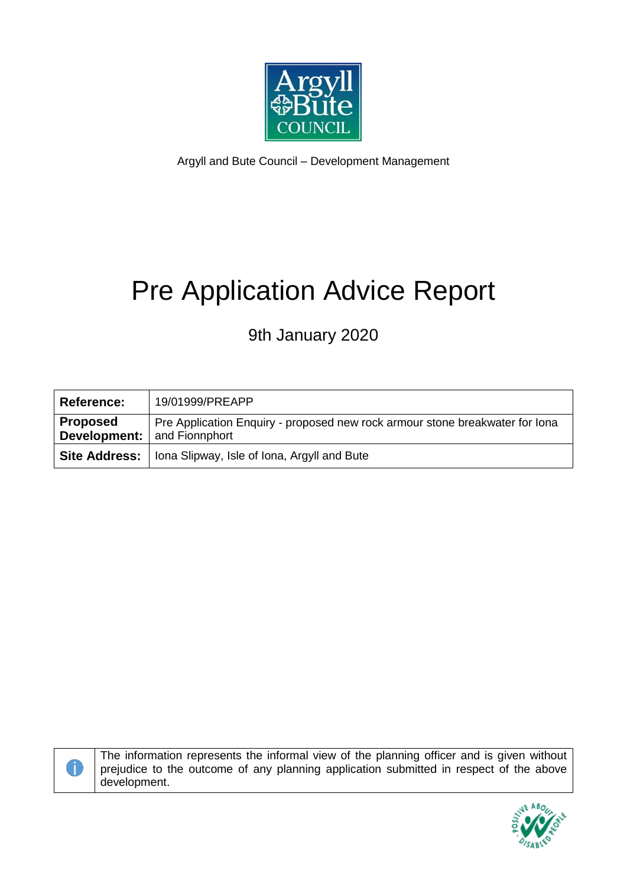Argyll and Bute Council – Development Management

# Pre Application Advice Report

9th January 2020

| **Reference:** | 19/01999/PREAPP |
|---|---|
| **Proposed Development:** | Pre Application Enquiry - proposed new rock armour stone breakwater for Iona and Fionnphort |
| **Site Address:** | Iona Slipway, Isle of Iona, Argyll and Bute |

The information represents the informal view of the planning officer and is given without prejudice to the outcome of any planning application submitted in respect of the above development.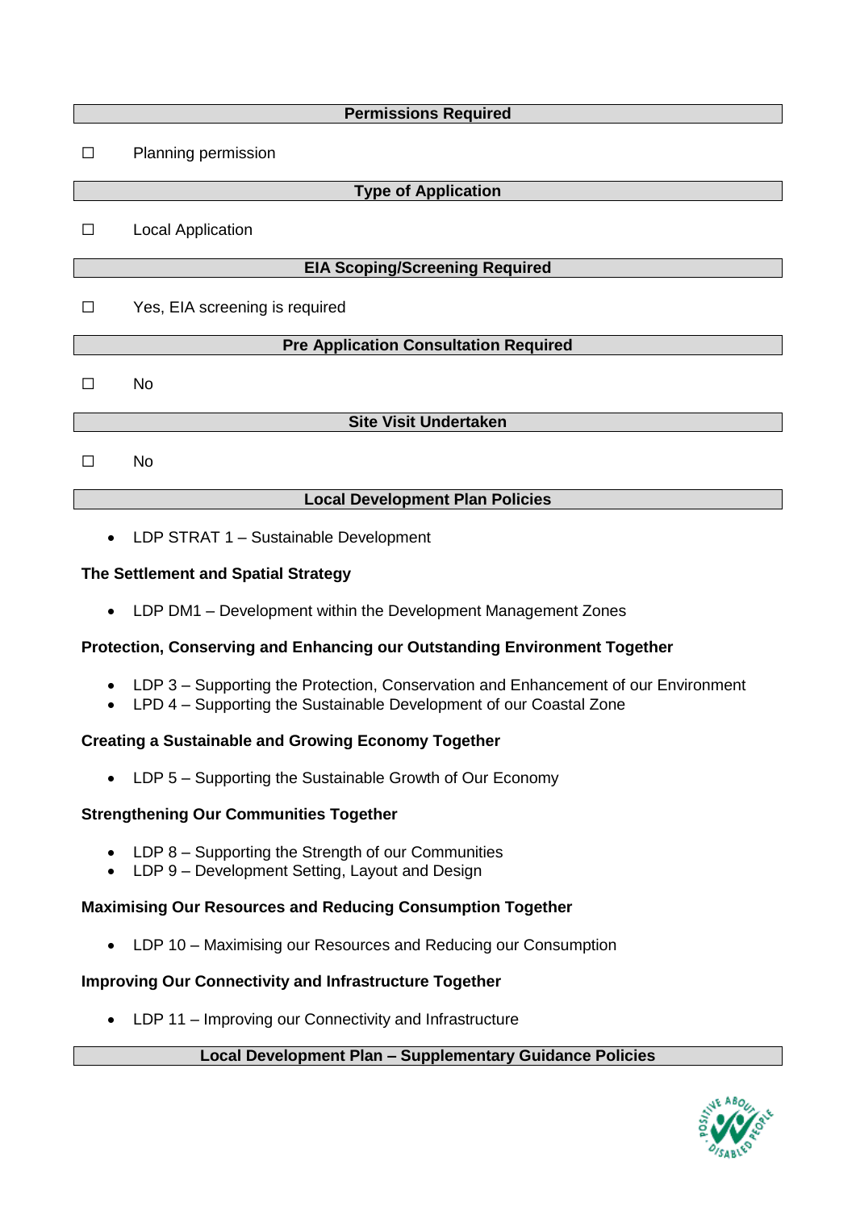## Permissions Required

☐ Planning permission

## Type of Application

☐ Local Application

## EIA Scoping/Screening Required

☐ Yes, EIA screening is required

## Pre Application Consultation Required

☐ No

## Site Visit Undertaken

☐ No

## Local Development Plan Policies

- LDP STRAT 1 – Sustainable Development

### The Settlement and Spatial Strategy

- LDP DM1 – Development within the Development Management Zones

### Protection, Conserving and Enhancing our Outstanding Environment Together

- LDP 3 – Supporting the Protection, Conservation and Enhancement of our Environment
- LPD 4 – Supporting the Sustainable Development of our Coastal Zone

### Creating a Sustainable and Growing Economy Together

- LDP 5 – Supporting the Sustainable Growth of Our Economy

### Strengthening Our Communities Together

- LDP 8 – Supporting the Strength of our Communities
- LDP 9 – Development Setting, Layout and Design

### Maximising Our Resources and Reducing Consumption Together

- LDP 10 – Maximising our Resources and Reducing our Consumption

### Improving Our Connectivity and Infrastructure Together

- LDP 11 – Improving our Connectivity and Infrastructure

## Local Development Plan – Supplementary Guidance Policies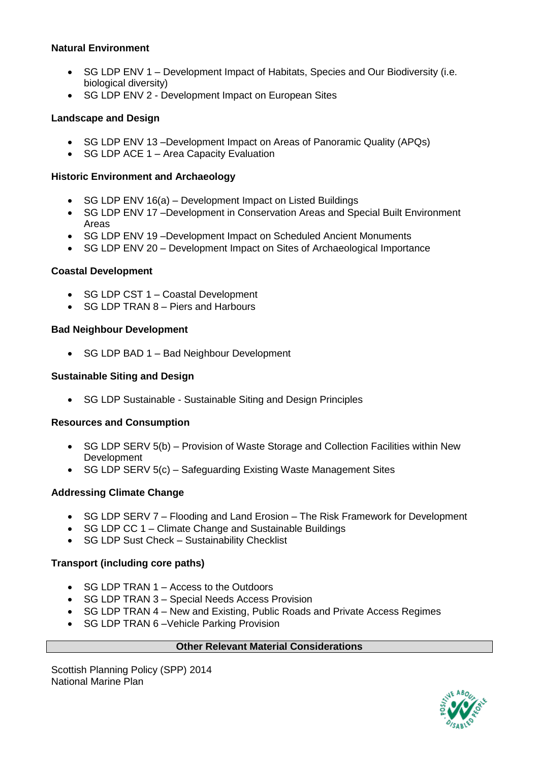**Natural Environment**

- SG LDP ENV 1 – Development Impact of Habitats, Species and Our Biodiversity (i.e. biological diversity)
- SG LDP ENV 2 - Development Impact on European Sites

**Landscape and Design**

- SG LDP ENV 13 –Development Impact on Areas of Panoramic Quality (APQs)
- SG LDP ACE 1 – Area Capacity Evaluation

**Historic Environment and Archaeology**

- SG LDP ENV 16(a) – Development Impact on Listed Buildings
- SG LDP ENV 17 –Development in Conservation Areas and Special Built Environment Areas
- SG LDP ENV 19 –Development Impact on Scheduled Ancient Monuments
- SG LDP ENV 20 – Development Impact on Sites of Archaeological Importance

**Coastal Development**

- SG LDP CST 1 – Coastal Development
- SG LDP TRAN 8 – Piers and Harbours

**Bad Neighbour Development**

- SG LDP BAD 1 – Bad Neighbour Development

**Sustainable Siting and Design**

- SG LDP Sustainable - Sustainable Siting and Design Principles

**Resources and Consumption**

- SG LDP SERV 5(b) – Provision of Waste Storage and Collection Facilities within New Development
- SG LDP SERV 5(c) – Safeguarding Existing Waste Management Sites

**Addressing Climate Change**

- SG LDP SERV 7 – Flooding and Land Erosion – The Risk Framework for Development
- SG LDP CC 1 – Climate Change and Sustainable Buildings
- SG LDP Sust Check – Sustainability Checklist

**Transport (including core paths)**

- SG LDP TRAN 1 – Access to the Outdoors
- SG LDP TRAN 3 – Special Needs Access Provision
- SG LDP TRAN 4 – New and Existing, Public Roads and Private Access Regimes
- SG LDP TRAN 6 –Vehicle Parking Provision

**Other Relevant Material Considerations**

Scottish Planning Policy (SPP) 2014
National Marine Plan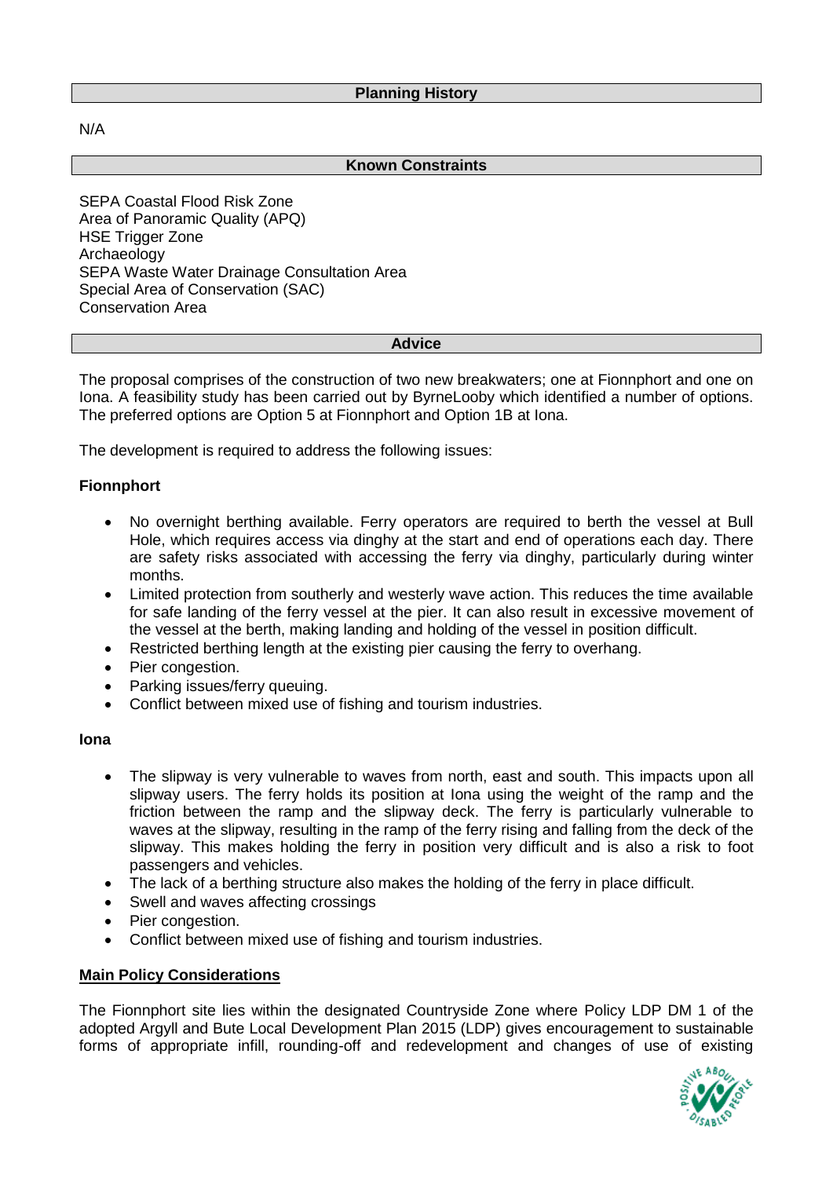## Planning History

N/A

## Known Constraints

SEPA Coastal Flood Risk Zone
Area of Panoramic Quality (APQ)
HSE Trigger Zone
Archaeology
SEPA Waste Water Drainage Consultation Area
Special Area of Conservation (SAC)
Conservation Area

## Advice

The proposal comprises of the construction of two new breakwaters; one at Fionnphort and one on Iona. A feasibility study has been carried out by ByrneLooby which identified a number of options. The preferred options are Option 5 at Fionnphort and Option 1B at Iona.

The development is required to address the following issues:

**Fionnphort**

- No overnight berthing available. Ferry operators are required to berth the vessel at Bull Hole, which requires access via dinghy at the start and end of operations each day. There are safety risks associated with accessing the ferry via dinghy, particularly during winter months.
- Limited protection from southerly and westerly wave action. This reduces the time available for safe landing of the ferry vessel at the pier. It can also result in excessive movement of the vessel at the berth, making landing and holding of the vessel in position difficult.
- Restricted berthing length at the existing pier causing the ferry to overhang.
- Pier congestion.
- Parking issues/ferry queuing.
- Conflict between mixed use of fishing and tourism industries.

**Iona**

- The slipway is very vulnerable to waves from north, east and south. This impacts upon all slipway users. The ferry holds its position at Iona using the weight of the ramp and the friction between the ramp and the slipway deck. The ferry is particularly vulnerable to waves at the slipway, resulting in the ramp of the ferry rising and falling from the deck of the slipway. This makes holding the ferry in position very difficult and is also a risk to foot passengers and vehicles.
- The lack of a berthing structure also makes the holding of the ferry in place difficult.
- Swell and waves affecting crossings
- Pier congestion.
- Conflict between mixed use of fishing and tourism industries.

**Main Policy Considerations**

The Fionnphort site lies within the designated Countryside Zone where Policy LDP DM 1 of the adopted Argyll and Bute Local Development Plan 2015 (LDP) gives encouragement to sustainable forms of appropriate infill, rounding-off and redevelopment and changes of use of existing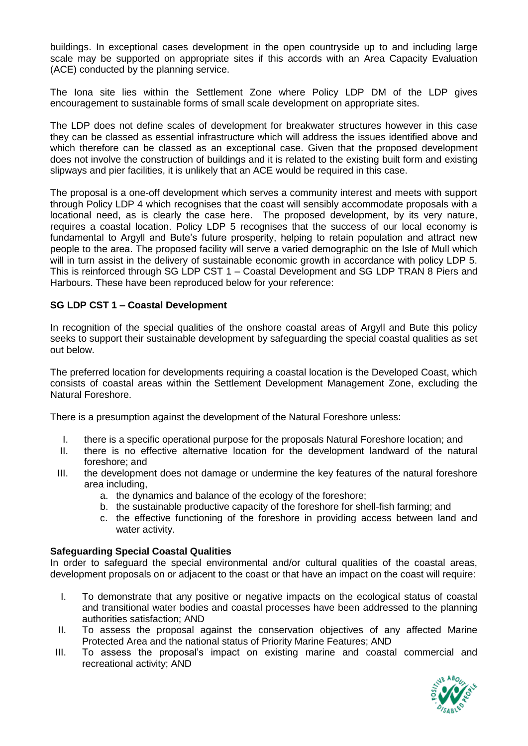buildings. In exceptional cases development in the open countryside up to and including large scale may be supported on appropriate sites if this accords with an Area Capacity Evaluation (ACE) conducted by the planning service.

The Iona site lies within the Settlement Zone where Policy LDP DM of the LDP gives encouragement to sustainable forms of small scale development on appropriate sites.

The LDP does not define scales of development for breakwater structures however in this case they can be classed as essential infrastructure which will address the issues identified above and which therefore can be classed as an exceptional case. Given that the proposed development does not involve the construction of buildings and it is related to the existing built form and existing slipways and pier facilities, it is unlikely that an ACE would be required in this case.

The proposal is a one-off development which serves a community interest and meets with support through Policy LDP 4 which recognises that the coast will sensibly accommodate proposals with a locational need, as is clearly the case here. The proposed development, by its very nature, requires a coastal location. Policy LDP 5 recognises that the success of our local economy is fundamental to Argyll and Bute's future prosperity, helping to retain population and attract new people to the area. The proposed facility will serve a varied demographic on the Isle of Mull which will in turn assist in the delivery of sustainable economic growth in accordance with policy LDP 5. This is reinforced through SG LDP CST 1 – Coastal Development and SG LDP TRAN 8 Piers and Harbours. These have been reproduced below for your reference:

**SG LDP CST 1 – Coastal Development**

In recognition of the special qualities of the onshore coastal areas of Argyll and Bute this policy seeks to support their sustainable development by safeguarding the special coastal qualities as set out below.

The preferred location for developments requiring a coastal location is the Developed Coast, which consists of coastal areas within the Settlement Development Management Zone, excluding the Natural Foreshore.

There is a presumption against the development of the Natural Foreshore unless:

I. there is a specific operational purpose for the proposals Natural Foreshore location; and
II. there is no effective alternative location for the development landward of the natural foreshore; and
III. the development does not damage or undermine the key features of the natural foreshore area including,
    a. the dynamics and balance of the ecology of the foreshore;
    b. the sustainable productive capacity of the foreshore for shell-fish farming; and
    c. the effective functioning of the foreshore in providing access between land and water activity.

**Safeguarding Special Coastal Qualities**

In order to safeguard the special environmental and/or cultural qualities of the coastal areas, development proposals on or adjacent to the coast or that have an impact on the coast will require:

I. To demonstrate that any positive or negative impacts on the ecological status of coastal and transitional water bodies and coastal processes have been addressed to the planning authorities satisfaction; AND
II. To assess the proposal against the conservation objectives of any affected Marine Protected Area and the national status of Priority Marine Features; AND
III. To assess the proposal's impact on existing marine and coastal commercial and recreational activity; AND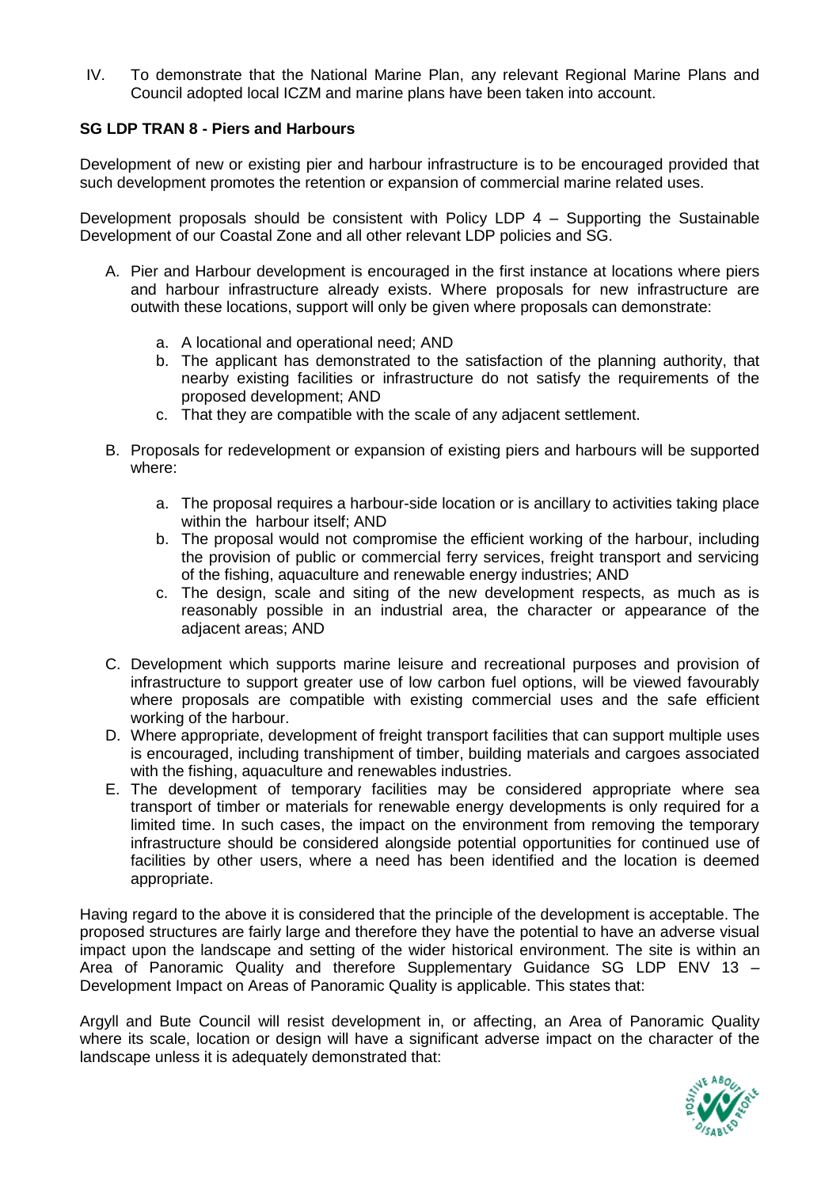IV. To demonstrate that the National Marine Plan, any relevant Regional Marine Plans and Council adopted local ICZM and marine plans have been taken into account.

**SG LDP TRAN 8 - Piers and Harbours**

Development of new or existing pier and harbour infrastructure is to be encouraged provided that such development promotes the retention or expansion of commercial marine related uses.

Development proposals should be consistent with Policy LDP 4 – Supporting the Sustainable Development of our Coastal Zone and all other relevant LDP policies and SG.

A. Pier and Harbour development is encouraged in the first instance at locations where piers and harbour infrastructure already exists. Where proposals for new infrastructure are outwith these locations, support will only be given where proposals can demonstrate:

   a. A locational and operational need; AND
   b. The applicant has demonstrated to the satisfaction of the planning authority, that nearby existing facilities or infrastructure do not satisfy the requirements of the proposed development; AND
   c. That they are compatible with the scale of any adjacent settlement.

B. Proposals for redevelopment or expansion of existing piers and harbours will be supported where:

   a. The proposal requires a harbour-side location or is ancillary to activities taking place within the harbour itself; AND
   b. The proposal would not compromise the efficient working of the harbour, including the provision of public or commercial ferry services, freight transport and servicing of the fishing, aquaculture and renewable energy industries; AND
   c. The design, scale and siting of the new development respects, as much as is reasonably possible in an industrial area, the character or appearance of the adjacent areas; AND

C. Development which supports marine leisure and recreational purposes and provision of infrastructure to support greater use of low carbon fuel options, will be viewed favourably where proposals are compatible with existing commercial uses and the safe efficient working of the harbour.

D. Where appropriate, development of freight transport facilities that can support multiple uses is encouraged, including transhipment of timber, building materials and cargoes associated with the fishing, aquaculture and renewables industries.

E. The development of temporary facilities may be considered appropriate where sea transport of timber or materials for renewable energy developments is only required for a limited time. In such cases, the impact on the environment from removing the temporary infrastructure should be considered alongside potential opportunities for continued use of facilities by other users, where a need has been identified and the location is deemed appropriate.

Having regard to the above it is considered that the principle of the development is acceptable. The proposed structures are fairly large and therefore they have the potential to have an adverse visual impact upon the landscape and setting of the wider historical environment. The site is within an Area of Panoramic Quality and therefore Supplementary Guidance SG LDP ENV 13 – Development Impact on Areas of Panoramic Quality is applicable. This states that:

Argyll and Bute Council will resist development in, or affecting, an Area of Panoramic Quality where its scale, location or design will have a significant adverse impact on the character of the landscape unless it is adequately demonstrated that: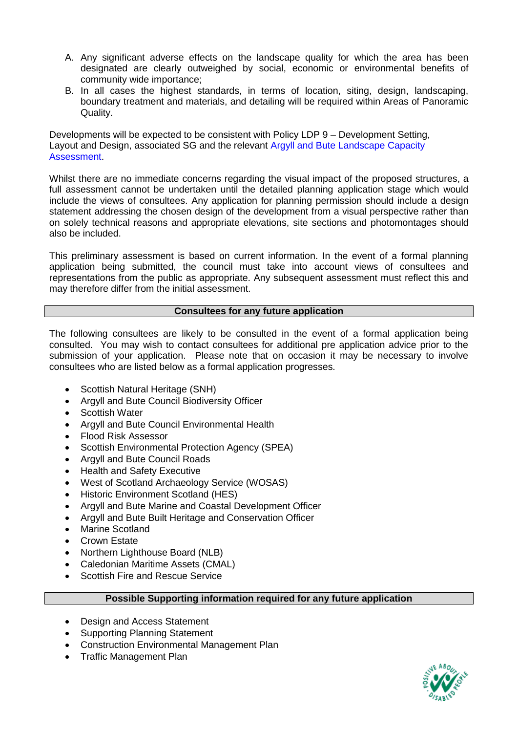A. Any significant adverse effects on the landscape quality for which the area has been designated are clearly outweighed by social, economic or environmental benefits of community wide importance;
B. In all cases the highest standards, in terms of location, siting, design, landscaping, boundary treatment and materials, and detailing will be required within Areas of Panoramic Quality.

Developments will be expected to be consistent with Policy LDP 9 – Development Setting, Layout and Design, associated SG and the relevant Argyll and Bute Landscape Capacity Assessment.

Whilst there are no immediate concerns regarding the visual impact of the proposed structures, a full assessment cannot be undertaken until the detailed planning application stage which would include the views of consultees. Any application for planning permission should include a design statement addressing the chosen design of the development from a visual perspective rather than on solely technical reasons and appropriate elevations, site sections and photomontages should also be included.

This preliminary assessment is based on current information. In the event of a formal planning application being submitted, the council must take into account views of consultees and representations from the public as appropriate. Any subsequent assessment must reflect this and may therefore differ from the initial assessment.

## Consultees for any future application

The following consultees are likely to be consulted in the event of a formal application being consulted. You may wish to contact consultees for additional pre application advice prior to the submission of your application. Please note that on occasion it may be necessary to involve consultees who are listed below as a formal application progresses.

- Scottish Natural Heritage (SNH)
- Argyll and Bute Council Biodiversity Officer
- Scottish Water
- Argyll and Bute Council Environmental Health
- Flood Risk Assessor
- Scottish Environmental Protection Agency (SPEA)
- Argyll and Bute Council Roads
- Health and Safety Executive
- West of Scotland Archaeology Service (WOSAS)
- Historic Environment Scotland (HES)
- Argyll and Bute Marine and Coastal Development Officer
- Argyll and Bute Built Heritage and Conservation Officer
- Marine Scotland
- Crown Estate
- Northern Lighthouse Board (NLB)
- Caledonian Maritime Assets (CMAL)
- Scottish Fire and Rescue Service

## Possible Supporting information required for any future application

- Design and Access Statement
- Supporting Planning Statement
- Construction Environmental Management Plan
- Traffic Management Plan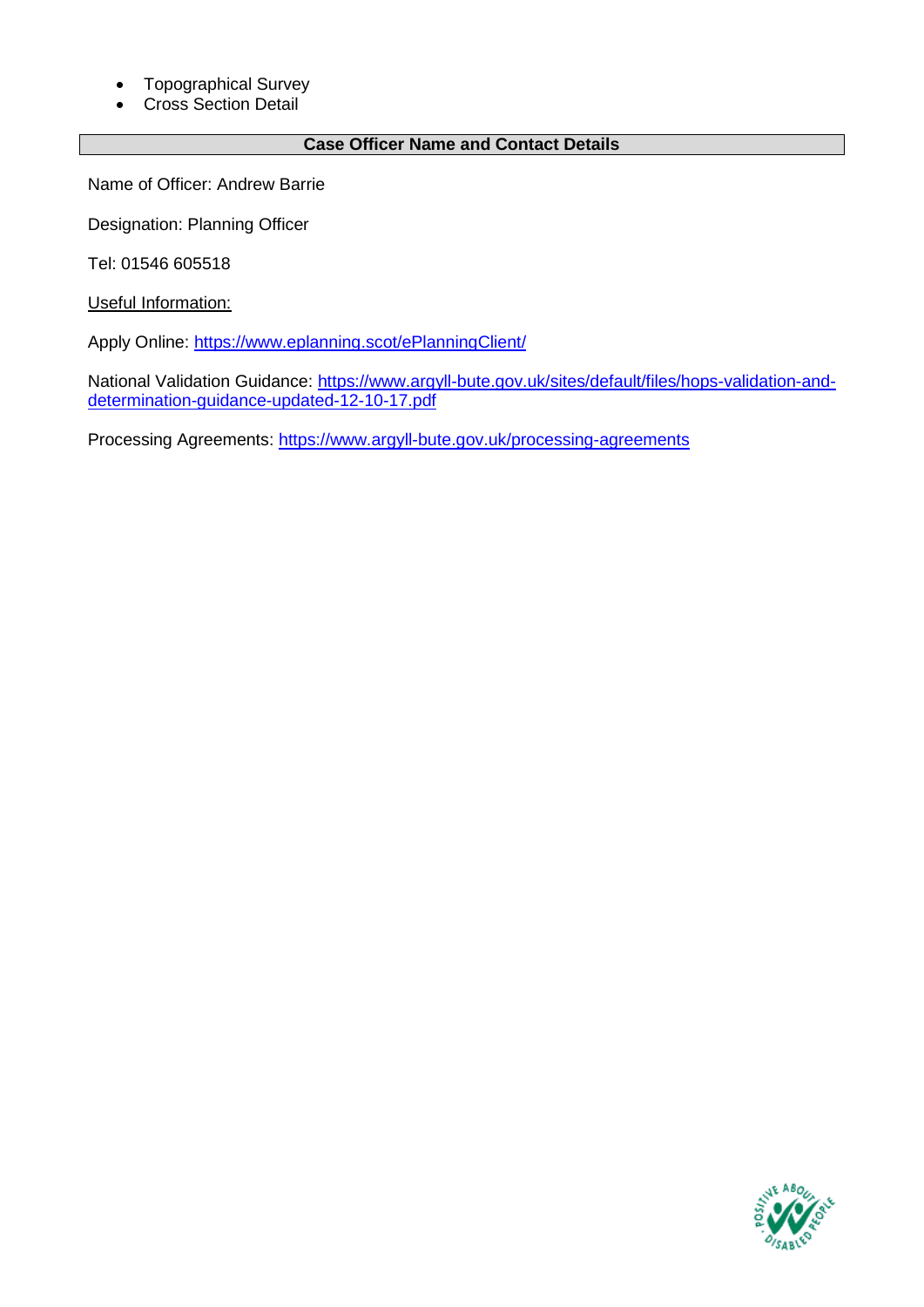- Topographical Survey
- Cross Section Detail

**Case Officer Name and Contact Details**

Name of Officer: Andrew Barrie

Designation: Planning Officer

Tel: 01546 605518

Useful Information:

Apply Online: https://www.eplanning.scot/ePlanningClient/

National Validation Guidance: https://www.argyll-bute.gov.uk/sites/default/files/hops-validation-and-determination-guidance-updated-12-10-17.pdf

Processing Agreements: https://www.argyll-bute.gov.uk/processing-agreements